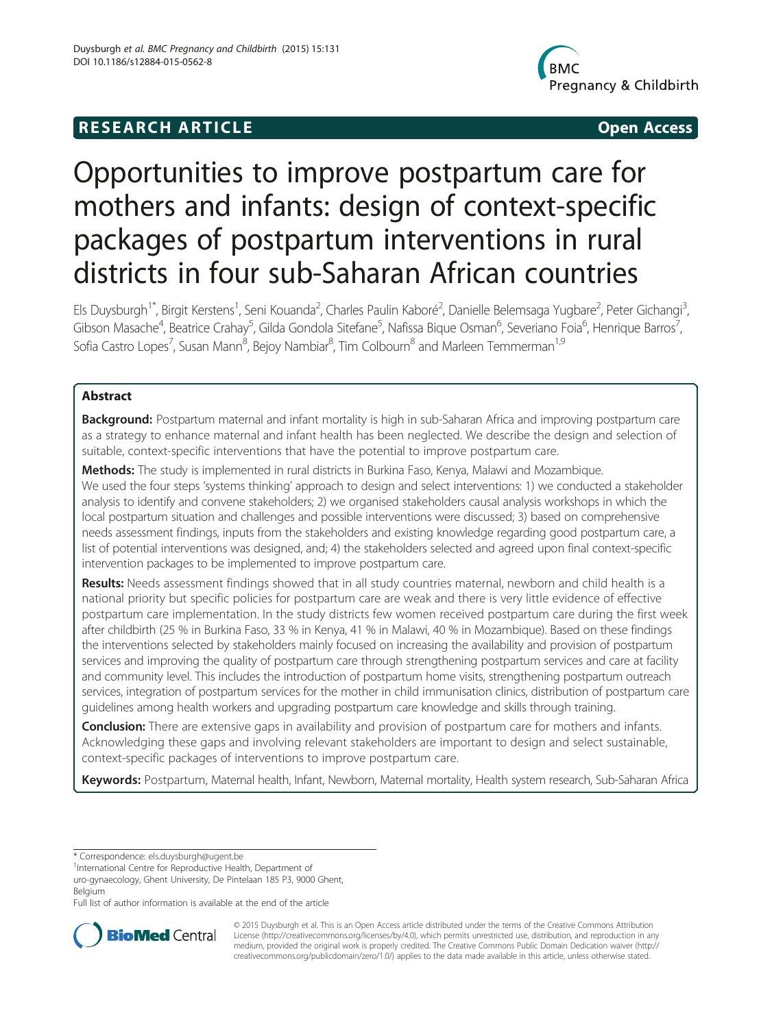**RESEARCH ARTICLE** **Open Access**

# Opportunities to improve postpartum care for mothers and infants: design of context-specific packages of postpartum interventions in rural districts in four sub-Saharan African countries

Els Duysburgh[1*], Birgit Kerstens[1], Seni Kouanda[2], Charles Paulin Kaboré[2], Danielle Belemsaga Yugbare[2], Peter Gichangi[3], Gibson Masache[4], Beatrice Crahay[5], Gilda Gondola Sitefane[5], Nafissa Bique Osman[6], Severiano Foia[6], Henrique Barros[7], Sofia Castro Lopes[7], Susan Mann[8], Bejoy Nambiar[8], Tim Colbourn[8] and Marleen Temmerman[1,9]

## Abstract

**Background:** Postpartum maternal and infant mortality is high in sub-Saharan Africa and improving postpartum care as a strategy to enhance maternal and infant health has been neglected. We describe the design and selection of suitable, context-specific interventions that have the potential to improve postpartum care.

**Methods:** The study is implemented in rural districts in Burkina Faso, Kenya, Malawi and Mozambique. We used the four steps 'systems thinking' approach to design and select interventions: 1) we conducted a stakeholder analysis to identify and convene stakeholders; 2) we organised stakeholders causal analysis workshops in which the local postpartum situation and challenges and possible interventions were discussed; 3) based on comprehensive needs assessment findings, inputs from the stakeholders and existing knowledge regarding good postpartum care, a list of potential interventions was designed, and; 4) the stakeholders selected and agreed upon final context-specific intervention packages to be implemented to improve postpartum care.

**Results:** Needs assessment findings showed that in all study countries maternal, newborn and child health is a national priority but specific policies for postpartum care are weak and there is very little evidence of effective postpartum care implementation. In the study districts few women received postpartum care during the first week after childbirth (25 % in Burkina Faso, 33 % in Kenya, 41 % in Malawi, 40 % in Mozambique). Based on these findings the interventions selected by stakeholders mainly focused on increasing the availability and provision of postpartum services and improving the quality of postpartum care through strengthening postpartum services and care at facility and community level. This includes the introduction of postpartum home visits, strengthening postpartum outreach services, integration of postpartum services for the mother in child immunisation clinics, distribution of postpartum care guidelines among health workers and upgrading postpartum care knowledge and skills through training.

**Conclusion:** There are extensive gaps in availability and provision of postpartum care for mothers and infants. Acknowledging these gaps and involving relevant stakeholders are important to design and select sustainable, context-specific packages of interventions to improve postpartum care.

**Keywords:** Postpartum, Maternal health, Infant, Newborn, Maternal mortality, Health system research, Sub-Saharan Africa

---

\* Correspondence: els.duysburgh@ugent.be
[1]International Centre for Reproductive Health, Department of uro-gynaecology, Ghent University, De Pintelaan 185 P3, 9000 Ghent, Belgium
Full list of author information is available at the end of the article

© 2015 Duysburgh et al. This is an Open Access article distributed under the terms of the Creative Commons Attribution License (http://creativecommons.org/licenses/by/4.0), which permits unrestricted use, distribution, and reproduction in any medium, provided the original work is properly credited. The Creative Commons Public Domain Dedication waiver (http://creativecommons.org/publicdomain/zero/1.0/) applies to the data made available in this article, unless otherwise stated.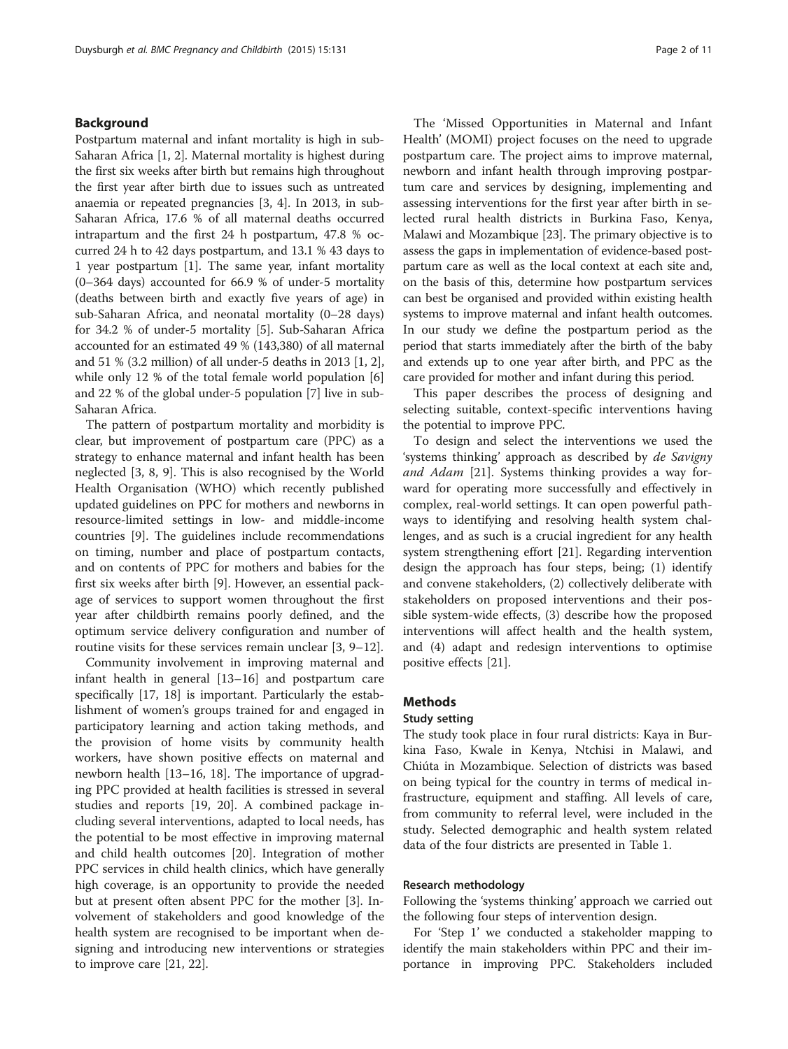## Background

Postpartum maternal and infant mortality is high in sub-Saharan Africa [1, 2]. Maternal mortality is highest during the first six weeks after birth but remains high throughout the first year after birth due to issues such as untreated anaemia or repeated pregnancies [3, 4]. In 2013, in sub-Saharan Africa, 17.6 % of all maternal deaths occurred intrapartum and the first 24 h postpartum, 47.8 % occurred 24 h to 42 days postpartum, and 13.1 % 43 days to 1 year postpartum [1]. The same year, infant mortality (0–364 days) accounted for 66.9 % of under-5 mortality (deaths between birth and exactly five years of age) in sub-Saharan Africa, and neonatal mortality (0–28 days) for 34.2 % of under-5 mortality [5]. Sub-Saharan Africa accounted for an estimated 49 % (143,380) of all maternal and 51 % (3.2 million) of all under-5 deaths in 2013 [1, 2], while only 12 % of the total female world population [6] and 22 % of the global under-5 population [7] live in sub-Saharan Africa.

The pattern of postpartum mortality and morbidity is clear, but improvement of postpartum care (PPC) as a strategy to enhance maternal and infant health has been neglected [3, 8, 9]. This is also recognised by the World Health Organisation (WHO) which recently published updated guidelines on PPC for mothers and newborns in resource-limited settings in low- and middle-income countries [9]. The guidelines include recommendations on timing, number and place of postpartum contacts, and on contents of PPC for mothers and babies for the first six weeks after birth [9]. However, an essential package of services to support women throughout the first year after childbirth remains poorly defined, and the optimum service delivery configuration and number of routine visits for these services remain unclear [3, 9–12].

Community involvement in improving maternal and infant health in general [13–16] and postpartum care specifically [17, 18] is important. Particularly the establishment of women's groups trained for and engaged in participatory learning and action taking methods, and the provision of home visits by community health workers, have shown positive effects on maternal and newborn health [13–16, 18]. The importance of upgrading PPC provided at health facilities is stressed in several studies and reports [19, 20]. A combined package including several interventions, adapted to local needs, has the potential to be most effective in improving maternal and child health outcomes [20]. Integration of mother PPC services in child health clinics, which have generally high coverage, is an opportunity to provide the needed but at present often absent PPC for the mother [3]. Involvement of stakeholders and good knowledge of the health system are recognised to be important when designing and introducing new interventions or strategies to improve care [21, 22].

The 'Missed Opportunities in Maternal and Infant Health' (MOMI) project focuses on the need to upgrade postpartum care. The project aims to improve maternal, newborn and infant health through improving postpartum care and services by designing, implementing and assessing interventions for the first year after birth in selected rural health districts in Burkina Faso, Kenya, Malawi and Mozambique [23]. The primary objective is to assess the gaps in implementation of evidence-based postpartum care as well as the local context at each site and, on the basis of this, determine how postpartum services can best be organised and provided within existing health systems to improve maternal and infant health outcomes. In our study we define the postpartum period as the period that starts immediately after the birth of the baby and extends up to one year after birth, and PPC as the care provided for mother and infant during this period.

This paper describes the process of designing and selecting suitable, context-specific interventions having the potential to improve PPC.

To design and select the interventions we used the 'systems thinking' approach as described by *de Savigny and Adam* [21]. Systems thinking provides a way forward for operating more successfully and effectively in complex, real-world settings. It can open powerful pathways to identifying and resolving health system challenges, and as such is a crucial ingredient for any health system strengthening effort [21]. Regarding intervention design the approach has four steps, being; (1) identify and convene stakeholders, (2) collectively deliberate with stakeholders on proposed interventions and their possible system-wide effects, (3) describe how the proposed interventions will affect health and the health system, and (4) adapt and redesign interventions to optimise positive effects [21].

## Methods

### Study setting

The study took place in four rural districts: Kaya in Burkina Faso, Kwale in Kenya, Ntchisi in Malawi, and Chiúta in Mozambique. Selection of districts was based on being typical for the country in terms of medical infrastructure, equipment and staffing. All levels of care, from community to referral level, were included in the study. Selected demographic and health system related data of the four districts are presented in Table 1.

### Research methodology

Following the 'systems thinking' approach we carried out the following four steps of intervention design.

For 'Step 1' we conducted a stakeholder mapping to identify the main stakeholders within PPC and their importance in improving PPC. Stakeholders included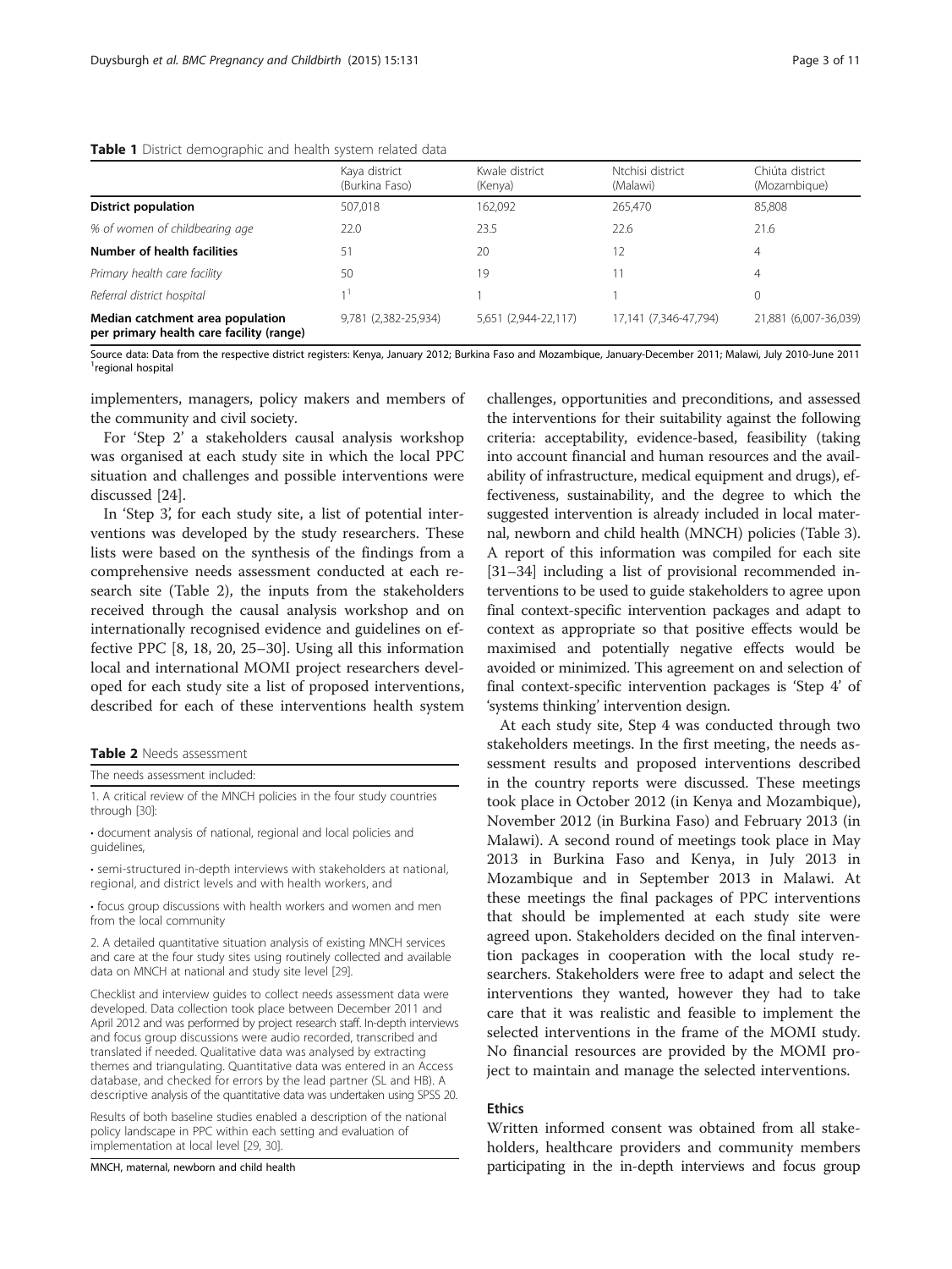**Table 1** District demographic and health system related data

| | Kaya district (Burkina Faso) | Kwale district (Kenya) | Ntchisi district (Malawi) | Chiúta district (Mozambique) |
|---|---|---|---|---|
| **District population** | 507,018 | 162,092 | 265,470 | 85,808 |
| *% of women of childbearing age* | 22.0 | 23.5 | 22.6 | 21.6 |
| **Number of health facilities** | 51 | 20 | 12 | 4 |
| *Primary health care facility* | 50 | 19 | 11 | 4 |
| *Referral district hospital* | 1[1] | 1 | 1 | 0 |
| **Median catchment area population per primary health care facility (range)** | 9,781 (2,382-25,934) | 5,651 (2,944-22,117) | 17,141 (7,346-47,794) | 21,881 (6,007-36,039) |

Source data: Data from the respective district registers: Kenya, January 2012; Burkina Faso and Mozambique, January-December 2011; Malawi, July 2010-June 2011
[1]regional hospital

implementers, managers, policy makers and members of the community and civil society.

For 'Step 2' a stakeholders causal analysis workshop was organised at each study site in which the local PPC situation and challenges and possible interventions were discussed [24].

In 'Step 3', for each study site, a list of potential interventions was developed by the study researchers. These lists were based on the synthesis of the findings from a comprehensive needs assessment conducted at each research site (Table 2), the inputs from the stakeholders received through the causal analysis workshop and on internationally recognised evidence and guidelines on effective PPC [8, 18, 20, 25–30]. Using all this information local and international MOMI project researchers developed for each study site a list of proposed interventions, described for each of these interventions health system challenges, opportunities and preconditions, and assessed the interventions for their suitability against the following criteria: acceptability, evidence-based, feasibility (taking into account financial and human resources and the availability of infrastructure, medical equipment and drugs), effectiveness, sustainability, and the degree to which the suggested intervention is already included in local maternal, newborn and child health (MNCH) policies (Table 3). A report of this information was compiled for each site [31–34] including a list of provisional recommended interventions to be used to guide stakeholders to agree upon final context-specific intervention packages and adapt to context as appropriate so that positive effects would be maximised and potentially negative effects would be avoided or minimized. This agreement on and selection of final context-specific intervention packages is 'Step 4' of 'systems thinking' intervention design.

**Table 2** Needs assessment

| The needs assessment included: |
|---|
| 1. A critical review of the MNCH policies in the four study countries through [30]:<br>• document analysis of national, regional and local policies and guidelines,<br>• semi-structured in-depth interviews with stakeholders at national, regional, and district levels and with health workers, and<br>• focus group discussions with health workers and women and men from the local community |
| 2. A detailed quantitative situation analysis of existing MNCH services and care at the four study sites using routinely collected and available data on MNCH at national and study site level [29]. |
| Checklist and interview guides to collect needs assessment data were developed. Data collection took place between December 2011 and April 2012 and was performed by project research staff. In-depth interviews and focus group discussions were audio recorded, transcribed and translated if needed. Qualitative data was analysed by extracting themes and triangulating. Quantitative data was entered in an Access database, and checked for errors by the lead partner (SL and HB). A descriptive analysis of the quantitative data was undertaken using SPSS 20. |
| Results of both baseline studies enabled a description of the national policy landscape in PPC within each setting and evaluation of implementation at local level [29, 30]. |

MNCH, maternal, newborn and child health

At each study site, Step 4 was conducted through two stakeholders meetings. In the first meeting, the needs assessment results and proposed interventions described in the country reports were discussed. These meetings took place in October 2012 (in Kenya and Mozambique), November 2012 (in Burkina Faso) and February 2013 (in Malawi). A second round of meetings took place in May 2013 in Burkina Faso and Kenya, in July 2013 in Mozambique and in September 2013 in Malawi. At these meetings the final packages of PPC interventions that should be implemented at each study site were agreed upon. Stakeholders decided on the final intervention packages in cooperation with the local study researchers. Stakeholders were free to adapt and select the interventions they wanted, however they had to take care that it was realistic and feasible to implement the selected interventions in the frame of the MOMI study. No financial resources are provided by the MOMI project to maintain and manage the selected interventions.

### Ethics

Written informed consent was obtained from all stakeholders, healthcare providers and community members participating in the in-depth interviews and focus group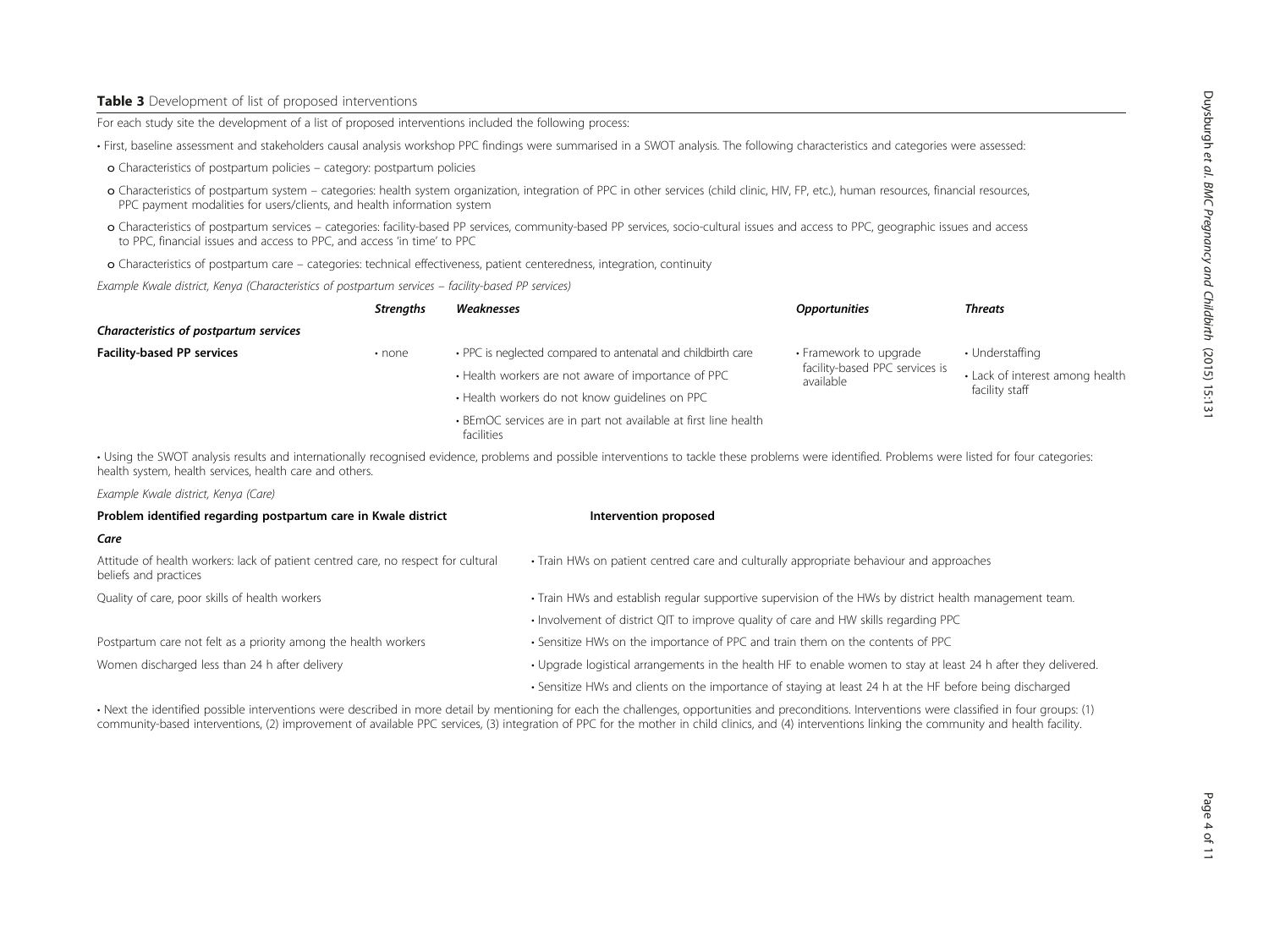**Table 3** Development of list of proposed interventions

For each study site the development of a list of proposed interventions included the following process:

- First, baseline assessment and stakeholders causal analysis workshop PPC findings were summarised in a SWOT analysis. The following characteristics and categories were assessed:
  - o Characteristics of postpartum policies – category: postpartum policies
  - o Characteristics of postpartum system – categories: health system organization, integration of PPC in other services (child clinic, HIV, FP, etc.), human resources, financial resources, PPC payment modalities for users/clients, and health information system
  - o Characteristics of postpartum services – categories: facility-based PP services, community-based PP services, socio-cultural issues and access to PPC, geographic issues and access to PPC, financial issues and access to PPC, and access 'in time' to PPC
  - o Characteristics of postpartum care – categories: technical effectiveness, patient centeredness, integration, continuity

*Example Kwale district, Kenya (Characteristics of postpartum services – facility-based PP services)*

| | *Strengths* | *Weaknesses* | *Opportunities* | *Threats* |
|---|---|---|---|---|
| ***Characteristics of postpartum services*** | | | | |
| **Facility-based PP services** | • none | • PPC is neglected compared to antenatal and childbirth care<br>• Health workers are not aware of importance of PPC<br>• Health workers do not know guidelines on PPC<br>• BEmOC services are in part not available at first line health facilities | • Framework to upgrade facility-based PPC services is available | • Understaffing<br>• Lack of interest among health facility staff |

- Using the SWOT analysis results and internationally recognised evidence, problems and possible interventions to tackle these problems were identified. Problems were listed for four categories: health system, health services, health care and others.

*Example Kwale district, Kenya (Care)*

| **Problem identified regarding postpartum care in Kwale district** | **Intervention proposed** |
|---|---|
| ***Care*** | |
| Attitude of health workers: lack of patient centred care, no respect for cultural beliefs and practices | • Train HWs on patient centred care and culturally appropriate behaviour and approaches |
| Quality of care, poor skills of health workers | • Train HWs and establish regular supportive supervision of the HWs by district health management team.<br>• Involvement of district QIT to improve quality of care and HW skills regarding PPC |
| Postpartum care not felt as a priority among the health workers | • Sensitize HWs on the importance of PPC and train them on the contents of PPC |
| Women discharged less than 24 h after delivery | • Upgrade logistical arrangements in the health HF to enable women to stay at least 24 h after they delivered.<br>• Sensitize HWs and clients on the importance of staying at least 24 h at the HF before being discharged |

- Next the identified possible interventions were described in more detail by mentioning for each the challenges, opportunities and preconditions. Interventions were classified in four groups: (1) community-based interventions, (2) improvement of available PPC services, (3) integration of PPC for the mother in child clinics, and (4) interventions linking the community and health facility.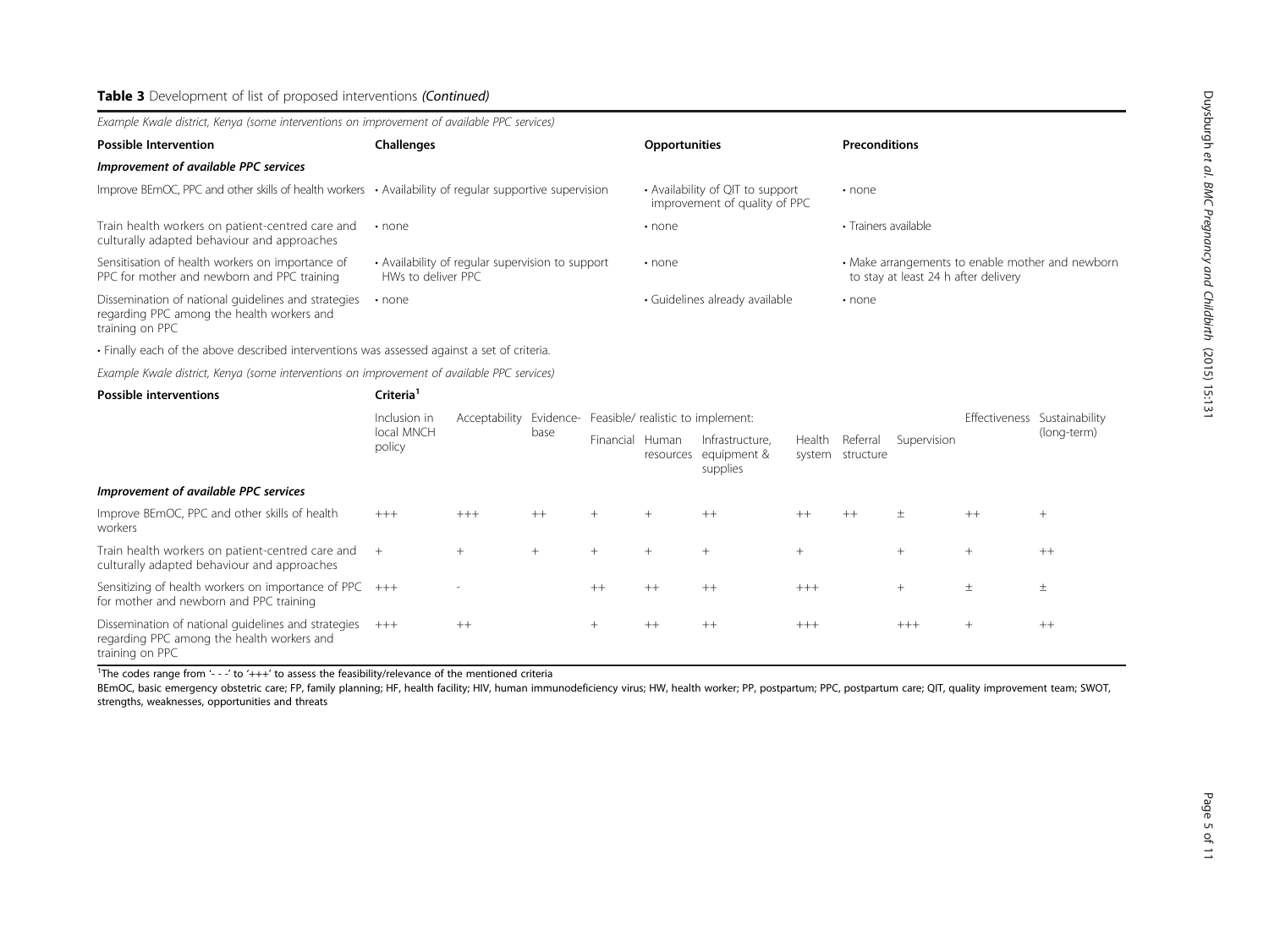**Table 3** Development of list of proposed interventions *(Continued)*

*Example Kwale district, Kenya (some interventions on improvement of available PPC services)*

| Possible Intervention | Challenges | Opportunities | Preconditions |
|---|---|---|---|
| ***Improvement of available PPC services*** | | | |
| Improve BEmOC, PPC and other skills of health workers | • Availability of regular supportive supervision | • Availability of QIT to support improvement of quality of PPC | • none |
| Train health workers on patient-centred care and culturally adapted behaviour and approaches | • none | • none | • Trainers available |
| Sensitisation of health workers on importance of PPC for mother and newborn and PPC training | • Availability of regular supervision to support HWs to deliver PPC | • none | • Make arrangements to enable mother and newborn to stay at least 24 h after delivery |
| Dissemination of national guidelines and strategies regarding PPC among the health workers and training on PPC | • none | • Guidelines already available | • none |

• Finally each of the above described interventions was assessed against a set of criteria.

*Example Kwale district, Kenya (some interventions on improvement of available PPC services)*

| Possible interventions | Criteria[1] | | | | | | | | | | |
|---|---|---|---|---|---|---|---|---|---|---|---|
| | Inclusion in local MNCH policy | Acceptability | Evidence-base | Feasible/ realistic to implement: | | | | | | Effectiveness | Sustainability (long-term) |
| | | | | Financial | Human resources | Infrastructure, equipment & supplies | Health system | Referral structure | Supervision | | |
| ***Improvement of available PPC services*** | | | | | | | | | | | |
| Improve BEmOC, PPC and other skills of health workers | +++ | +++ | ++ | + | + | ++ | ++ | ++ | ± | ++ | + |
| Train health workers on patient-centred care and culturally adapted behaviour and approaches | + | + | + | + | + | + | + | | + | + | ++ |
| Sensitizing of health workers on importance of PPC for mother and newborn and PPC training | +++ | - | | ++ | ++ | ++ | +++ | | + | ± | ± |
| Dissemination of national guidelines and strategies regarding PPC among the health workers and training on PPC | +++ | ++ | | + | ++ | ++ | +++ | | +++ | + | ++ |

[1]The codes range from '- - -' to '+++' to assess the feasibility/relevance of the mentioned criteria

BEmOC, basic emergency obstetric care; FP, family planning; HF, health facility; HIV, human immunodeficiency virus; HW, health worker; PP, postpartum; PPC, postpartum care; QIT, quality improvement team; SWOT, strengths, weaknesses, opportunities and threats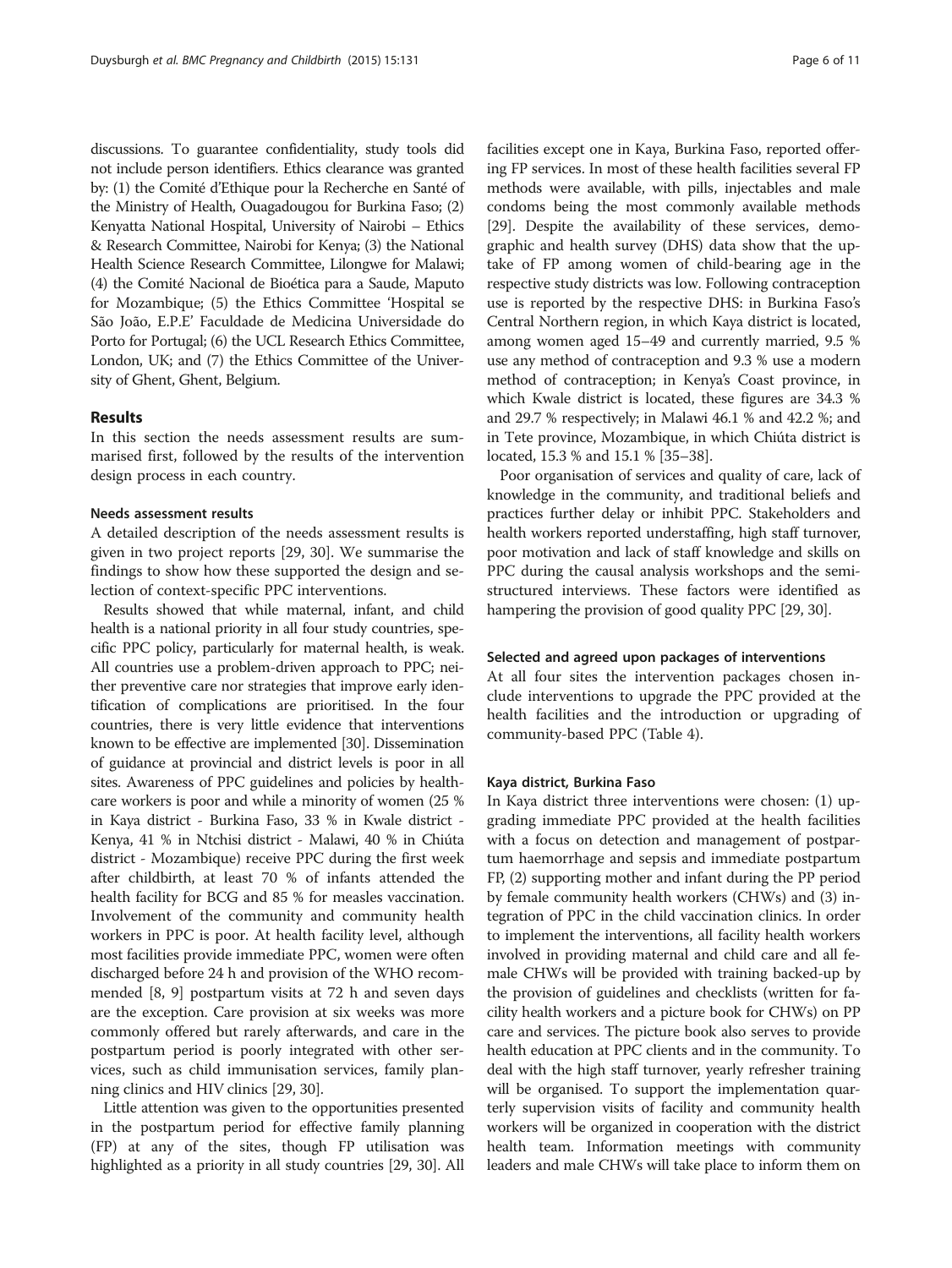discussions. To guarantee confidentiality, study tools did not include person identifiers. Ethics clearance was granted by: (1) the Comité d'Ethique pour la Recherche en Santé of the Ministry of Health, Ouagadougou for Burkina Faso; (2) Kenyatta National Hospital, University of Nairobi – Ethics & Research Committee, Nairobi for Kenya; (3) the National Health Science Research Committee, Lilongwe for Malawi; (4) the Comité Nacional de Bioética para a Saude, Maputo for Mozambique; (5) the Ethics Committee 'Hospital se São João, E.P.E' Faculdade de Medicina Universidade do Porto for Portugal; (6) the UCL Research Ethics Committee, London, UK; and (7) the Ethics Committee of the University of Ghent, Ghent, Belgium.

## Results

In this section the needs assessment results are summarised first, followed by the results of the intervention design process in each country.

### Needs assessment results

A detailed description of the needs assessment results is given in two project reports [29, 30]. We summarise the findings to show how these supported the design and selection of context-specific PPC interventions.

Results showed that while maternal, infant, and child health is a national priority in all four study countries, specific PPC policy, particularly for maternal health, is weak. All countries use a problem-driven approach to PPC; neither preventive care nor strategies that improve early identification of complications are prioritised. In the four countries, there is very little evidence that interventions known to be effective are implemented [30]. Dissemination of guidance at provincial and district levels is poor in all sites. Awareness of PPC guidelines and policies by healthcare workers is poor and while a minority of women (25 % in Kaya district - Burkina Faso, 33 % in Kwale district - Kenya, 41 % in Ntchisi district - Malawi, 40 % in Chiúta district - Mozambique) receive PPC during the first week after childbirth, at least 70 % of infants attended the health facility for BCG and 85 % for measles vaccination. Involvement of the community and community health workers in PPC is poor. At health facility level, although most facilities provide immediate PPC, women were often discharged before 24 h and provision of the WHO recommended [8, 9] postpartum visits at 72 h and seven days are the exception. Care provision at six weeks was more commonly offered but rarely afterwards, and care in the postpartum period is poorly integrated with other services, such as child immunisation services, family planning clinics and HIV clinics [29, 30].

Little attention was given to the opportunities presented in the postpartum period for effective family planning (FP) at any of the sites, though FP utilisation was highlighted as a priority in all study countries [29, 30]. All facilities except one in Kaya, Burkina Faso, reported offering FP services. In most of these health facilities several FP methods were available, with pills, injectables and male condoms being the most commonly available methods [29]. Despite the availability of these services, demographic and health survey (DHS) data show that the uptake of FP among women of child-bearing age in the respective study districts was low. Following contraception use is reported by the respective DHS: in Burkina Faso's Central Northern region, in which Kaya district is located, among women aged 15–49 and currently married, 9.5 % use any method of contraception and 9.3 % use a modern method of contraception; in Kenya's Coast province, in which Kwale district is located, these figures are 34.3 % and 29.7 % respectively; in Malawi 46.1 % and 42.2 %; and in Tete province, Mozambique, in which Chiúta district is located, 15.3 % and 15.1 % [35–38].

Poor organisation of services and quality of care, lack of knowledge in the community, and traditional beliefs and practices further delay or inhibit PPC. Stakeholders and health workers reported understaffing, high staff turnover, poor motivation and lack of staff knowledge and skills on PPC during the causal analysis workshops and the semi-structured interviews. These factors were identified as hampering the provision of good quality PPC [29, 30].

### Selected and agreed upon packages of interventions

At all four sites the intervention packages chosen include interventions to upgrade the PPC provided at the health facilities and the introduction or upgrading of community-based PPC (Table 4).

#### Kaya district, Burkina Faso

In Kaya district three interventions were chosen: (1) upgrading immediate PPC provided at the health facilities with a focus on detection and management of postpartum haemorrhage and sepsis and immediate postpartum FP, (2) supporting mother and infant during the PP period by female community health workers (CHWs) and (3) integration of PPC in the child vaccination clinics. In order to implement the interventions, all facility health workers involved in providing maternal and child care and all female CHWs will be provided with training backed-up by the provision of guidelines and checklists (written for facility health workers and a picture book for CHWs) on PP care and services. The picture book also serves to provide health education at PPC clients and in the community. To deal with the high staff turnover, yearly refresher training will be organised. To support the implementation quarterly supervision visits of facility and community health workers will be organized in cooperation with the district health team. Information meetings with community leaders and male CHWs will take place to inform them on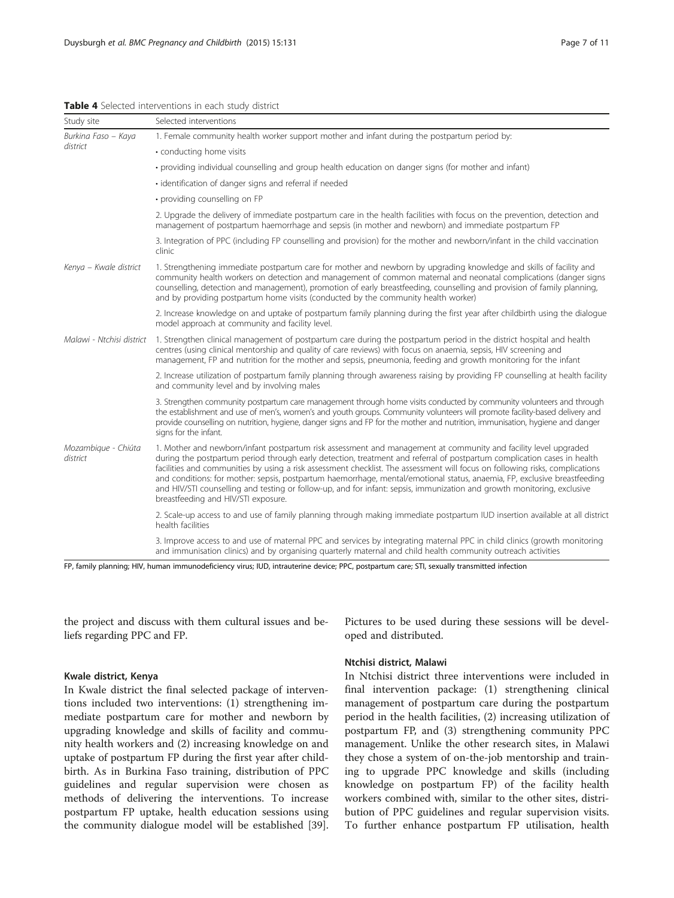**Table 4** Selected interventions in each study district

| Study site | Selected interventions |
|---|---|
| *Burkina Faso – Kaya district* | 1. Female community health worker support mother and infant during the postpartum period by: |
| | • conducting home visits |
| | • providing individual counselling and group health education on danger signs (for mother and infant) |
| | • identification of danger signs and referral if needed |
| | • providing counselling on FP |
| | 2. Upgrade the delivery of immediate postpartum care in the health facilities with focus on the prevention, detection and management of postpartum haemorrhage and sepsis (in mother and newborn) and immediate postpartum FP |
| | 3. Integration of PPC (including FP counselling and provision) for the mother and newborn/infant in the child vaccination clinic |
| *Kenya – Kwale district* | 1. Strengthening immediate postpartum care for mother and newborn by upgrading knowledge and skills of facility and community health workers on detection and management of common maternal and neonatal complications (danger signs counselling, detection and management), promotion of early breastfeeding, counselling and provision of family planning, and by providing postpartum home visits (conducted by the community health worker) |
| | 2. Increase knowledge on and uptake of postpartum family planning during the first year after childbirth using the dialogue model approach at community and facility level. |
| *Malawi - Ntchisi district* | 1. Strengthen clinical management of postpartum care during the postpartum period in the district hospital and health centres (using clinical mentorship and quality of care reviews) with focus on anaemia, sepsis, HIV screening and management, FP and nutrition for the mother and sepsis, pneumonia, feeding and growth monitoring for the infant |
| | 2. Increase utilization of postpartum family planning through awareness raising by providing FP counselling at health facility and community level and by involving males |
| | 3. Strengthen community postpartum care management through home visits conducted by community volunteers and through the establishment and use of men's, women's and youth groups. Community volunteers will promote facility-based delivery and provide counselling on nutrition, hygiene, danger signs and FP for the mother and nutrition, immunisation, hygiene and danger signs for the infant. |
| *Mozambique - Chiúta district* | 1. Mother and newborn/infant postpartum risk assessment and management at community and facility level upgraded during the postpartum period through early detection, treatment and referral of postpartum complication cases in health facilities and communities by using a risk assessment checklist. The assessment will focus on following risks, complications and conditions: for mother: sepsis, postpartum haemorrhage, mental/emotional status, anaemia, FP, exclusive breastfeeding and HIV/STI counselling and testing or follow-up, and for infant: sepsis, immunization and growth monitoring, exclusive breastfeeding and HIV/STI exposure. |
| | 2. Scale-up access to and use of family planning through making immediate postpartum IUD insertion available at all district health facilities |
| | 3. Improve access to and use of maternal PPC and services by integrating maternal PPC in child clinics (growth monitoring and immunisation clinics) and by organising quarterly maternal and child health community outreach activities |

FP, family planning; HIV, human immunodeficiency virus; IUD, intrauterine device; PPC, postpartum care; STI, sexually transmitted infection

the project and discuss with them cultural issues and beliefs regarding PPC and FP.

#### Kwale district, Kenya

In Kwale district the final selected package of interventions included two interventions: (1) strengthening immediate postpartum care for mother and newborn by upgrading knowledge and skills of facility and community health workers and (2) increasing knowledge on and uptake of postpartum FP during the first year after childbirth. As in Burkina Faso training, distribution of PPC guidelines and regular supervision were chosen as methods of delivering the interventions. To increase postpartum FP uptake, health education sessions using the community dialogue model will be established [39]. Pictures to be used during these sessions will be developed and distributed.

#### Ntchisi district, Malawi

In Ntchisi district three interventions were included in final intervention package: (1) strengthening clinical management of postpartum care during the postpartum period in the health facilities, (2) increasing utilization of postpartum FP, and (3) strengthening community PPC management. Unlike the other research sites, in Malawi they chose a system of on-the-job mentorship and training to upgrade PPC knowledge and skills (including knowledge on postpartum FP) of the facility health workers combined with, similar to the other sites, distribution of PPC guidelines and regular supervision visits. To further enhance postpartum FP utilisation, health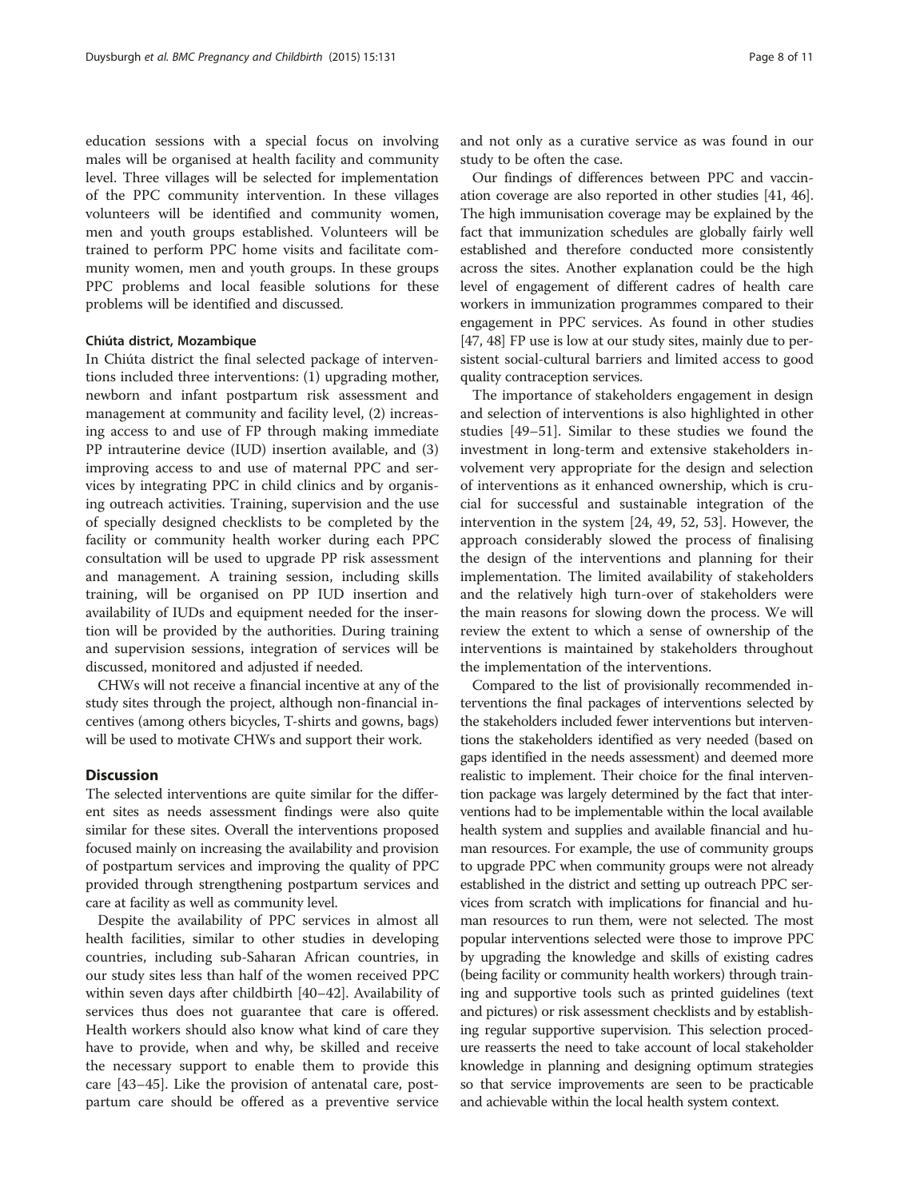education sessions with a special focus on involving males will be organised at health facility and community level. Three villages will be selected for implementation of the PPC community intervention. In these villages volunteers will be identified and community women, men and youth groups established. Volunteers will be trained to perform PPC home visits and facilitate community women, men and youth groups. In these groups PPC problems and local feasible solutions for these problems will be identified and discussed.

#### Chiúta district, Mozambique

In Chiúta district the final selected package of interventions included three interventions: (1) upgrading mother, newborn and infant postpartum risk assessment and management at community and facility level, (2) increasing access to and use of FP through making immediate PP intrauterine device (IUD) insertion available, and (3) improving access to and use of maternal PPC and services by integrating PPC in child clinics and by organising outreach activities. Training, supervision and the use of specially designed checklists to be completed by the facility or community health worker during each PPC consultation will be used to upgrade PP risk assessment and management. A training session, including skills training, will be organised on PP IUD insertion and availability of IUDs and equipment needed for the insertion will be provided by the authorities. During training and supervision sessions, integration of services will be discussed, monitored and adjusted if needed.

CHWs will not receive a financial incentive at any of the study sites through the project, although non-financial incentives (among others bicycles, T-shirts and gowns, bags) will be used to motivate CHWs and support their work.

## Discussion

The selected interventions are quite similar for the different sites as needs assessment findings were also quite similar for these sites. Overall the interventions proposed focused mainly on increasing the availability and provision of postpartum services and improving the quality of PPC provided through strengthening postpartum services and care at facility as well as community level.

Despite the availability of PPC services in almost all health facilities, similar to other studies in developing countries, including sub-Saharan African countries, in our study sites less than half of the women received PPC within seven days after childbirth [40–42]. Availability of services thus does not guarantee that care is offered. Health workers should also know what kind of care they have to provide, when and why, be skilled and receive the necessary support to enable them to provide this care [43–45]. Like the provision of antenatal care, postpartum care should be offered as a preventive service and not only as a curative service as was found in our study to be often the case.

Our findings of differences between PPC and vaccination coverage are also reported in other studies [41, 46]. The high immunisation coverage may be explained by the fact that immunization schedules are globally fairly well established and therefore conducted more consistently across the sites. Another explanation could be the high level of engagement of different cadres of health care workers in immunization programmes compared to their engagement in PPC services. As found in other studies [47, 48] FP use is low at our study sites, mainly due to persistent social-cultural barriers and limited access to good quality contraception services.

The importance of stakeholders engagement in design and selection of interventions is also highlighted in other studies [49–51]. Similar to these studies we found the investment in long-term and extensive stakeholders involvement very appropriate for the design and selection of interventions as it enhanced ownership, which is crucial for successful and sustainable integration of the intervention in the system [24, 49, 52, 53]. However, the approach considerably slowed the process of finalising the design of the interventions and planning for their implementation. The limited availability of stakeholders and the relatively high turn-over of stakeholders were the main reasons for slowing down the process. We will review the extent to which a sense of ownership of the interventions is maintained by stakeholders throughout the implementation of the interventions.

Compared to the list of provisionally recommended interventions the final packages of interventions selected by the stakeholders included fewer interventions but interventions the stakeholders identified as very needed (based on gaps identified in the needs assessment) and deemed more realistic to implement. Their choice for the final intervention package was largely determined by the fact that interventions had to be implementable within the local available health system and supplies and available financial and human resources. For example, the use of community groups to upgrade PPC when community groups were not already established in the district and setting up outreach PPC services from scratch with implications for financial and human resources to run them, were not selected. The most popular interventions selected were those to improve PPC by upgrading the knowledge and skills of existing cadres (being facility or community health workers) through training and supportive tools such as printed guidelines (text and pictures) or risk assessment checklists and by establishing regular supportive supervision. This selection procedure reasserts the need to take account of local stakeholder knowledge in planning and designing optimum strategies so that service improvements are seen to be practicable and achievable within the local health system context.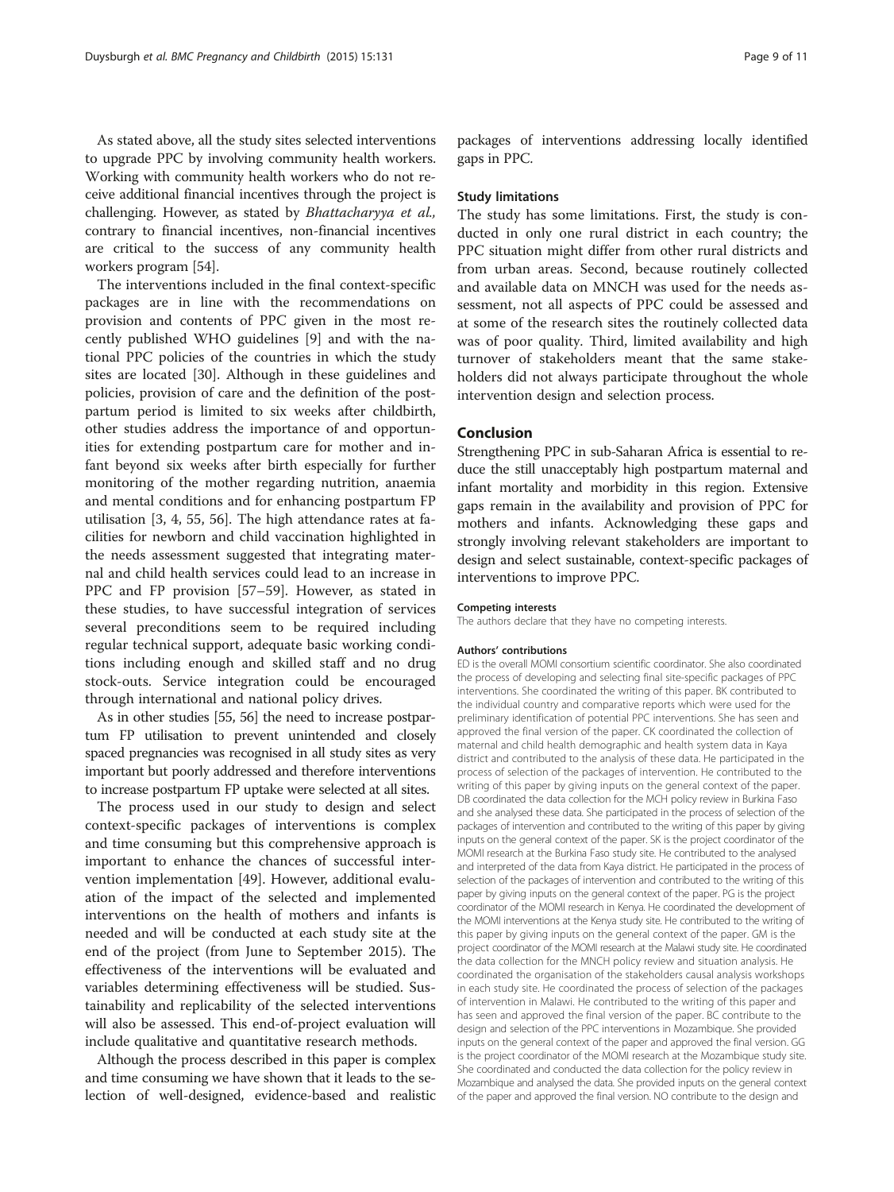As stated above, all the study sites selected interventions to upgrade PPC by involving community health workers. Working with community health workers who do not receive additional financial incentives through the project is challenging. However, as stated by *Bhattacharyya et al.,* contrary to financial incentives, non-financial incentives are critical to the success of any community health workers program [54].

The interventions included in the final context-specific packages are in line with the recommendations on provision and contents of PPC given in the most recently published WHO guidelines [9] and with the national PPC policies of the countries in which the study sites are located [30]. Although in these guidelines and policies, provision of care and the definition of the postpartum period is limited to six weeks after childbirth, other studies address the importance of and opportunities for extending postpartum care for mother and infant beyond six weeks after birth especially for further monitoring of the mother regarding nutrition, anaemia and mental conditions and for enhancing postpartum FP utilisation [3, 4, 55, 56]. The high attendance rates at facilities for newborn and child vaccination highlighted in the needs assessment suggested that integrating maternal and child health services could lead to an increase in PPC and FP provision [57–59]. However, as stated in these studies, to have successful integration of services several preconditions seem to be required including regular technical support, adequate basic working conditions including enough and skilled staff and no drug stock-outs. Service integration could be encouraged through international and national policy drives.

As in other studies [55, 56] the need to increase postpartum FP utilisation to prevent unintended and closely spaced pregnancies was recognised in all study sites as very important but poorly addressed and therefore interventions to increase postpartum FP uptake were selected at all sites.

The process used in our study to design and select context-specific packages of interventions is complex and time consuming but this comprehensive approach is important to enhance the chances of successful intervention implementation [49]. However, additional evaluation of the impact of the selected and implemented interventions on the health of mothers and infants is needed and will be conducted at each study site at the end of the project (from June to September 2015). The effectiveness of the interventions will be evaluated and variables determining effectiveness will be studied. Sustainability and replicability of the selected interventions will also be assessed. This end-of-project evaluation will include qualitative and quantitative research methods.

Although the process described in this paper is complex and time consuming we have shown that it leads to the selection of well-designed, evidence-based and realistic packages of interventions addressing locally identified gaps in PPC.

### Study limitations

The study has some limitations. First, the study is conducted in only one rural district in each country; the PPC situation might differ from other rural districts and from urban areas. Second, because routinely collected and available data on MNCH was used for the needs assessment, not all aspects of PPC could be assessed and at some of the research sites the routinely collected data was of poor quality. Third, limited availability and high turnover of stakeholders meant that the same stakeholders did not always participate throughout the whole intervention design and selection process.

## Conclusion

Strengthening PPC in sub-Saharan Africa is essential to reduce the still unacceptably high postpartum maternal and infant mortality and morbidity in this region. Extensive gaps remain in the availability and provision of PPC for mothers and infants. Acknowledging these gaps and strongly involving relevant stakeholders are important to design and select sustainable, context-specific packages of interventions to improve PPC.

#### Competing interests

The authors declare that they have no competing interests.

#### Authors' contributions

ED is the overall MOMI consortium scientific coordinator. She also coordinated the process of developing and selecting final site-specific packages of PPC interventions. She coordinated the writing of this paper. BK contributed to the individual country and comparative reports which were used for the preliminary identification of potential PPC interventions. She has seen and approved the final version of the paper. CK coordinated the collection of maternal and child health demographic and health system data in Kaya district and contributed to the analysis of these data. He participated in the process of selection of the packages of intervention. He contributed to the writing of this paper by giving inputs on the general context of the paper. DB coordinated the data collection for the MCH policy review in Burkina Faso and she analysed these data. She participated in the process of selection of the packages of intervention and contributed to the writing of this paper by giving inputs on the general context of the paper. SK is the project coordinator of the MOMI research at the Burkina Faso study site. He contributed to the analysed and interpreted of the data from Kaya district. He participated in the process of selection of the packages of intervention and contributed to the writing of this paper by giving inputs on the general context of the paper. PG is the project coordinator of the MOMI research in Kenya. He coordinated the development of the MOMI interventions at the Kenya study site. He contributed to the writing of this paper by giving inputs on the general context of the paper. GM is the project coordinator of the MOMI research at the Malawi study site. He coordinated the data collection for the MNCH policy review and situation analysis. He coordinated the organisation of the stakeholders causal analysis workshops in each study site. He coordinated the process of selection of the packages of intervention in Malawi. He contributed to the writing of this paper and has seen and approved the final version of the paper. BC contribute to the design and selection of the PPC interventions in Mozambique. She provided inputs on the general context of the paper and approved the final version. GG is the project coordinator of the MOMI research at the Mozambique study site. She coordinated and conducted the data collection for the policy review in Mozambique and analysed the data. She provided inputs on the general context of the paper and approved the final version. NO contribute to the design and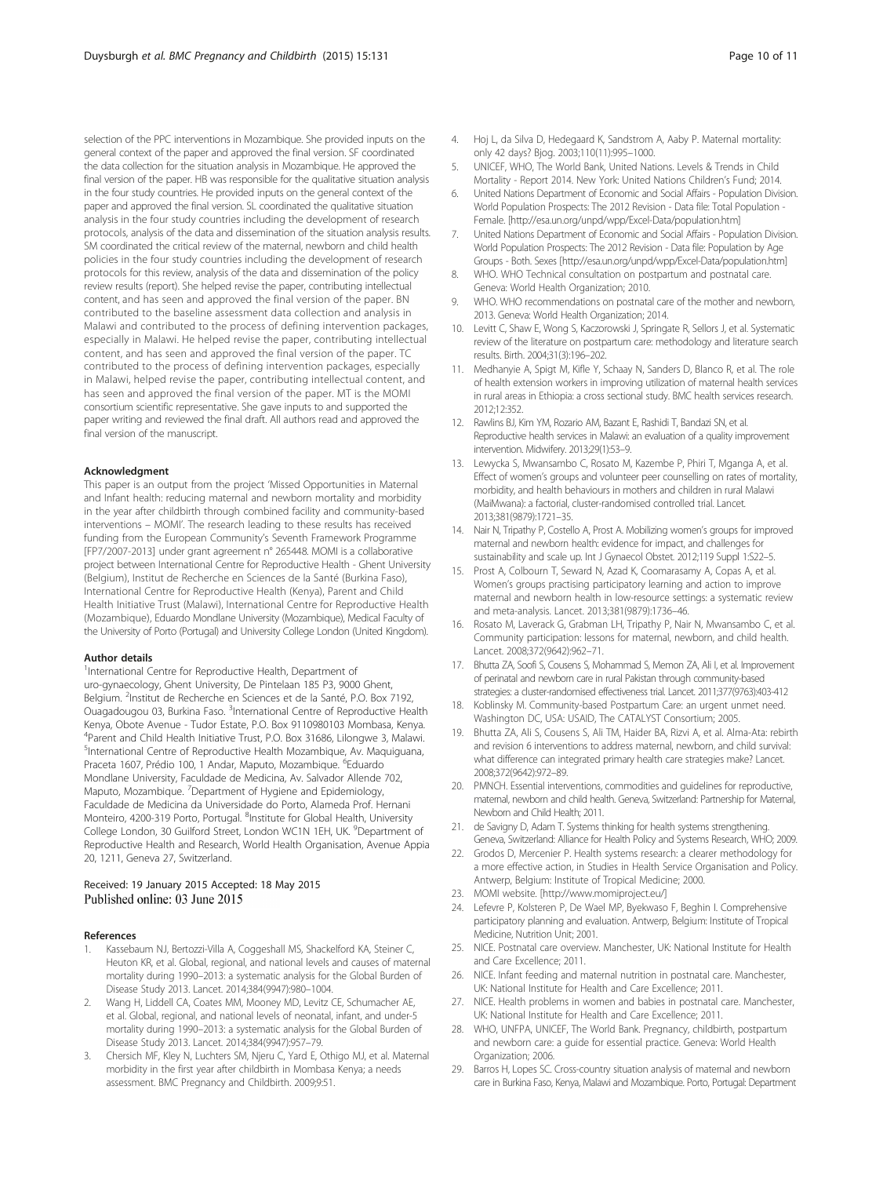selection of the PPC interventions in Mozambique. She provided inputs on the general context of the paper and approved the final version. SF coordinated the data collection for the situation analysis in Mozambique. He approved the final version of the paper. HB was responsible for the qualitative situation analysis in the four study countries. He provided inputs on the general context of the paper and approved the final version. SL coordinated the qualitative situation analysis in the four study countries including the development of research protocols, analysis of the data and dissemination of the situation analysis results. SM coordinated the critical review of the maternal, newborn and child health policies in the four study countries including the development of research protocols for this review, analysis of the data and dissemination of the policy review results (report). She helped revise the paper, contributing intellectual content, and has seen and approved the final version of the paper. BN contributed to the baseline assessment data collection and analysis in Malawi and contributed to the process of defining intervention packages, especially in Malawi. He helped revise the paper, contributing intellectual content, and has seen and approved the final version of the paper. TC contributed to the process of defining intervention packages, especially in Malawi, helped revise the paper, contributing intellectual content, and has seen and approved the final version of the paper. MT is the MOMI consortium scientific representative. She gave inputs to and supported the paper writing and reviewed the final draft. All authors read and approved the final version of the manuscript.

#### Acknowledgment

This paper is an output from the project 'Missed Opportunities in Maternal and Infant health: reducing maternal and newborn mortality and morbidity in the year after childbirth through combined facility and community-based interventions – MOMI'. The research leading to these results has received funding from the European Community's Seventh Framework Programme [FP7/2007-2013] under grant agreement n° 265448. MOMI is a collaborative project between International Centre for Reproductive Health - Ghent University (Belgium), Institut de Recherche en Sciences de la Santé (Burkina Faso), International Centre for Reproductive Health (Kenya), Parent and Child Health Initiative Trust (Malawi), International Centre for Reproductive Health (Mozambique), Eduardo Mondlane University (Mozambique), Medical Faculty of the University of Porto (Portugal) and University College London (United Kingdom).

#### Author details

[1]International Centre for Reproductive Health, Department of uro-gynaecology, Ghent University, De Pintelaan 185 P3, 9000 Ghent, Belgium. [2]Institut de Recherche en Sciences et de la Santé, P.O. Box 7192, Ouagadougou 03, Burkina Faso. [3]International Centre of Reproductive Health Kenya, Obote Avenue - Tudor Estate, P.O. Box 9110980103 Mombasa, Kenya. [4]Parent and Child Health Initiative Trust, P.O. Box 31686, Lilongwe 3, Malawi. [5]International Centre of Reproductive Health Mozambique, Av. Maquiguana, Praceta 1607, Prédio 100, 1 Andar, Maputo, Mozambique. [6]Eduardo Mondlane University, Faculdade de Medicina, Av. Salvador Allende 702, Maputo, Mozambique. [7]Department of Hygiene and Epidemiology, Faculdade de Medicina da Universidade do Porto, Alameda Prof. Hernani Monteiro, 4200-319 Porto, Portugal. [8]Institute for Global Health, University College London, 30 Guilford Street, London WC1N 1EH, UK. [9]Department of Reproductive Health and Research, World Health Organisation, Avenue Appia 20, 1211, Geneva 27, Switzerland.

Received: 19 January 2015 Accepted: 18 May 2015
Published online: 03 June 2015

#### References

1. Kassebaum NJ, Bertozzi-Villa A, Coggeshall MS, Shackelford KA, Steiner C, Heuton KR, et al. Global, regional, and national levels and causes of maternal mortality during 1990–2013: a systematic analysis for the Global Burden of Disease Study 2013. Lancet. 2014;384(9947):980–1004.
2. Wang H, Liddell CA, Coates MM, Mooney MD, Levitz CE, Schumacher AE, et al. Global, regional, and national levels of neonatal, infant, and under-5 mortality during 1990–2013: a systematic analysis for the Global Burden of Disease Study 2013. Lancet. 2014;384(9947):957–79.
3. Chersich MF, Kley N, Luchters SM, Njeru C, Yard E, Othigo MJ, et al. Maternal morbidity in the first year after childbirth in Mombasa Kenya; a needs assessment. BMC Pregnancy and Childbirth. 2009;9:51.
4. Hoj L, da Silva D, Hedegaard K, Sandstrom A, Aaby P. Maternal mortality: only 42 days? Bjog. 2003;110(11):995–1000.
5. UNICEF, WHO, The World Bank, United Nations. Levels & Trends in Child Mortality - Report 2014. New York: United Nations Children's Fund; 2014.
6. United Nations Department of Economic and Social Affairs - Population Division. World Population Prospects: The 2012 Revision - Data file: Total Population - Female. [http://esa.un.org/unpd/wpp/Excel-Data/population.htm]
7. United Nations Department of Economic and Social Affairs - Population Division. World Population Prospects: The 2012 Revision - Data file: Population by Age Groups - Both. Sexes [http://esa.un.org/unpd/wpp/Excel-Data/population.htm]
8. WHO. WHO Technical consultation on postpartum and postnatal care. Geneva: World Health Organization; 2010.
9. WHO. WHO recommendations on postnatal care of the mother and newborn, 2013. Geneva: World Health Organization; 2014.
10. Levitt C, Shaw E, Wong S, Kaczorowski J, Springate R, Sellors J, et al. Systematic review of the literature on postpartum care: methodology and literature search results. Birth. 2004;31(3):196–202.
11. Medhanyie A, Spigt M, Kifle Y, Schaay N, Sanders D, Blanco R, et al. The role of health extension workers in improving utilization of maternal health services in rural areas in Ethiopia: a cross sectional study. BMC health services research. 2012;12:352.
12. Rawlins BJ, Kim YM, Rozario AM, Bazant E, Rashidi T, Bandazi SN, et al. Reproductive health services in Malawi: an evaluation of a quality improvement intervention. Midwifery. 2013;29(1):53–9.
13. Lewycka S, Mwansambo C, Rosato M, Kazembe P, Phiri T, Mganga A, et al. Effect of women's groups and volunteer peer counselling on rates of mortality, morbidity, and health behaviours in mothers and children in rural Malawi (MaiMwana): a factorial, cluster-randomised controlled trial. Lancet. 2013;381(9879):1721–35.
14. Nair N, Tripathy P, Costello A, Prost A. Mobilizing women's groups for improved maternal and newborn health: evidence for impact, and challenges for sustainability and scale up. Int J Gynaecol Obstet. 2012;119 Suppl 1:S22–5.
15. Prost A, Colbourn T, Seward N, Azad K, Coomarasamy A, Copas A, et al. Women's groups practising participatory learning and action to improve maternal and newborn health in low-resource settings: a systematic review and meta-analysis. Lancet. 2013;381(9879):1736–46.
16. Rosato M, Laverack G, Grabman LH, Tripathy P, Nair N, Mwansambo C, et al. Community participation: lessons for maternal, newborn, and child health. Lancet. 2008;372(9642):962–71.
17. Bhutta ZA, Soofi S, Cousens S, Mohammad S, Memon ZA, Ali I, et al. Improvement of perinatal and newborn care in rural Pakistan through community-based strategies: a cluster-randomised effectiveness trial. Lancet. 2011;377(9763):403-412
18. Koblinsky M. Community-based Postpartum Care: an urgent unmet need. Washington DC, USA: USAID, The CATALYST Consortium; 2005.
19. Bhutta ZA, Ali S, Cousens S, Ali TM, Haider BA, Rizvi A, et al. Alma-Ata: rebirth and revision 6 interventions to address maternal, newborn, and child survival: what difference can integrated primary health care strategies make? Lancet. 2008;372(9642):972–89.
20. PMNCH. Essential interventions, commodities and guidelines for reproductive, maternal, newborn and child health. Geneva, Switzerland: Partnership for Maternal, Newborn and Child Health; 2011.
21. de Savigny D, Adam T. Systems thinking for health systems strengthening. Geneva, Switzerland: Alliance for Health Policy and Systems Research, WHO; 2009.
22. Grodos D, Mercenier P. Health systems research: a clearer methodology for a more effective action, in Studies in Health Service Organisation and Policy. Antwerp, Belgium: Institute of Tropical Medicine; 2000.
23. MOMI website. [http://www.momiproject.eu/]
24. Lefevre P, Kolsteren P, De Wael MP, Byekwaso F, Beghin I. Comprehensive participatory planning and evaluation. Antwerp, Belgium: Institute of Tropical Medicine, Nutrition Unit; 2001.
25. NICE. Postnatal care overview. Manchester, UK: National Institute for Health and Care Excellence; 2011.
26. NICE. Infant feeding and maternal nutrition in postnatal care. Manchester, UK: National Institute for Health and Care Excellence; 2011.
27. NICE. Health problems in women and babies in postnatal care. Manchester, UK: National Institute for Health and Care Excellence; 2011.
28. WHO, UNFPA, UNICEF, The World Bank. Pregnancy, childbirth, postpartum and newborn care: a guide for essential practice. Geneva: World Health Organization; 2006.
29. Barros H, Lopes SC. Cross-country situation analysis of maternal and newborn care in Burkina Faso, Kenya, Malawi and Mozambique. Porto, Portugal: Department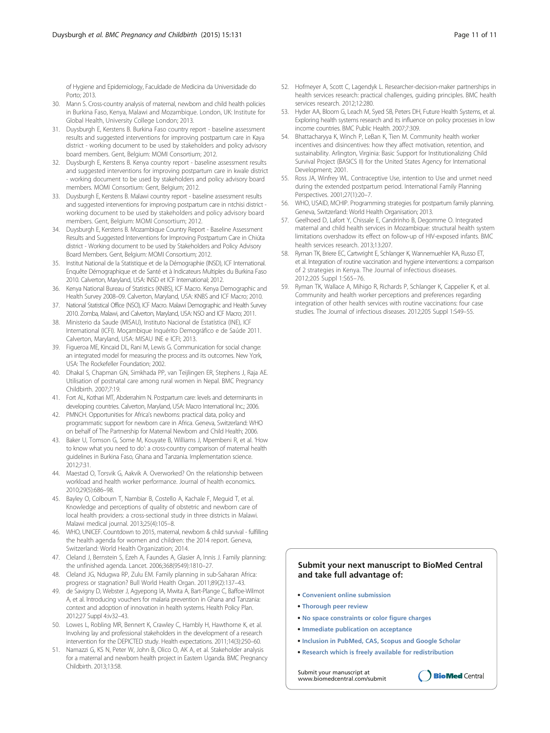of Hygiene and Epidemiology, Faculdade de Medicina da Universidade do Porto; 2013.

30. Mann S. Cross-country analysis of maternal, newborn and child health policies in Burkina Faso, Kenya, Malawi and Mozambique. London, UK: Institute for Global Health, University College London; 2013.
31. Duysburgh E, Kerstens B. Burkina Faso country report - baseline assessment results and suggested interventions for improving postpartum care in Kaya district - working document to be used by stakeholders and policy advisory board members. Gent, Belgium: MOMI Consortium; 2012.
32. Duysburgh E, Kerstens B. Kenya country report - baseline assessment results and suggested interventions for improving postpartum care in kwale district - working document to be used by stakeholders and policy advisory board members. MOMI Consortium: Gent, Belgium; 2012.
33. Duysburgh E, Kerstens B. Malawi country report - baseline assessment results and suggested interventions for improving postpartum care in ntchisi district - working document to be used by stakeholders and policy advisory board members. Gent, Belgium: MOMI Consortium; 2012.
34. Duysburgh E, Kerstens B. Mozambique Country Report - Baseline Assessment Results and Suggested Interventions for Improving Postpartum Care in Chiúta district - Working document to be used by Stakeholders and Policy Advisory Board Members. Gent, Belgium: MOMI Consortium; 2012.
35. Institut National de la Statistique et de la Démographie (INSD), ICF International. Enquête Démographique et de Santé et à Indicateurs Multiples du Burkina Faso 2010. Calverton, Maryland, USA: INSD et ICF International; 2012.
36. Kenya National Bureau of Statistics (KNBS), ICF Macro. Kenya Demographic and Health Survey 2008–09. Calverton, Maryland, USA: KNBS and ICF Macro; 2010.
37. National Statistical Office (NSO), ICF Macro. Malawi Demographic and Health Survey 2010. Zomba, Malawi, and Calverton, Maryland, USA: NSO and ICF Macro; 2011.
38. Ministerio da Saude (MISAU), Instituto Nacional de Estatística (INE), ICF International (ICFI). Moçambique Inquérito Demográfico e de Saúde 2011. Calverton, Maryland, USA: MISAU INE e ICFI; 2013.
39. Figueroa ME, Kincaid DL, Rani M, Lewis G. Communication for social change: an integrated model for measuring the process and its outcomes. New York, USA: The Rockefeller Foundation; 2002.
40. Dhakal S, Chapman GN, Simkhada PP, van Teijlingen ER, Stephens J, Raja AE. Utilisation of postnatal care among rural women in Nepal. BMC Pregnancy Childbirth. 2007;7:19.
41. Fort AL, Kothari MT, Abderrahim N. Postpartum care: levels and determinants in developing countries. Calverton, Maryland, USA: Macro International Inc.; 2006.
42. PMNCH. Opportunities for Africa's newborns: practical data, policy and programmatic support for newborn care in Africa. Geneva, Switzerland: WHO on behalf of The Partnership for Maternal Newborn and Child Health; 2006.
43. Baker U, Tomson G, Some M, Kouyate B, Williams J, Mpembeni R, et al. 'How to know what you need to do': a cross-country comparison of maternal health guidelines in Burkina Faso, Ghana and Tanzania. Implementation science. 2012;7:31.
44. Maestad O, Torsvik G, Aakvik A. Overworked? On the relationship between workload and health worker performance. Journal of health economics. 2010;29(5):686–98.
45. Bayley O, Colbourn T, Nambiar B, Costello A, Kachale F, Meguid T, et al. Knowledge and perceptions of quality of obstetric and newborn care of local health providers: a cross-sectional study in three districts in Malawi. Malawi medical journal. 2013;25(4):105–8.
46. WHO, UNICEF. Countdown to 2015, maternal, newborn & child survival - fulfilling the health agenda for women and children: the 2014 report. Geneva, Switzerland: World Health Organization; 2014.
47. Cleland J, Bernstein S, Ezeh A, Faundes A, Glasier A, Innis J. Family planning: the unfinished agenda. Lancet. 2006;368(9549):1810–27.
48. Cleland JG, Ndugwa RP, Zulu EM. Family planning in sub-Saharan Africa: progress or stagnation? Bull World Health Organ. 2011;89(2):137–43.
49. de Savigny D, Webster J, Agyepong IA, Mwita A, Bart-Plange C, Baffoe-Wilmot A, et al. Introducing vouchers for malaria prevention in Ghana and Tanzania: context and adoption of innovation in health systems. Health Policy Plan. 2012;27 Suppl 4:iv32–43.
50. Lowes L, Robling MR, Bennert K, Crawley C, Hambly H, Hawthorne K, et al. Involving lay and professional stakeholders in the development of a research intervention for the DEPICTED study. Health expectations. 2011;14(3):250–60.
51. Namazzi G, KS N, Peter W, John B, Olico O, AK A, et al. Stakeholder analysis for a maternal and newborn health project in Eastern Uganda. BMC Pregnancy Childbirth. 2013;13:58.
52. Hofmeyer A, Scott C, Lagendyk L. Researcher-decision-maker partnerships in health services research: practical challenges, guiding principles. BMC health services research. 2012;12:280.
53. Hyder AA, Bloom G, Leach M, Syed SB, Peters DH, Future Health Systems, et al. Exploring health systems research and its influence on policy processes in low income countries. BMC Public Health. 2007;7:309.
54. Bhattacharyya K, Winch P, LeBan K, Tien M. Community health worker incentives and disincentives: how they affect motivation, retention, and sustainability. Arlington, Virginia: Basic Support for Institutionalizing Child Survival Project (BASICS II) for the United States Agency for International Development; 2001.
55. Ross JA, Winfrey WL. Contraceptive Use, intention to Use and unmet need during the extended postpartum period. International Family Planning Perspectives. 2001;27(1):20–7.
56. WHO, USAID, MCHIP. Programming strategies for postpartum family planning. Geneva, Switzerland: World Health Organisation; 2013.
57. Geelhoed D, Lafort Y, Chissale E, Candrinho B, Degomme O. Integrated maternal and child health services in Mozambique: structural health system limitations overshadow its effect on follow-up of HIV-exposed infants. BMC health services research. 2013;13:207.
58. Ryman TK, Briere EC, Cartwright E, Schlanger K, Wannemuehler KA, Russo ET, et al. Integration of routine vaccination and hygiene interventions: a comparison of 2 strategies in Kenya. The Journal of infectious diseases. 2012;205 Suppl 1:S65–76.
59. Ryman TK, Wallace A, Mihigo R, Richards P, Schlanger K, Cappelier K, et al. Community and health worker perceptions and preferences regarding integration of other health services with routine vaccinations: four case studies. The Journal of infectious diseases. 2012;205 Suppl 1:S49–55.

**Submit your next manuscript to BioMed Central and take full advantage of:**

- Convenient online submission
- Thorough peer review
- No space constraints or color figure charges
- Immediate publication on acceptance
- Inclusion in PubMed, CAS, Scopus and Google Scholar
- Research which is freely available for redistribution

Submit your manuscript at www.biomedcentral.com/submit